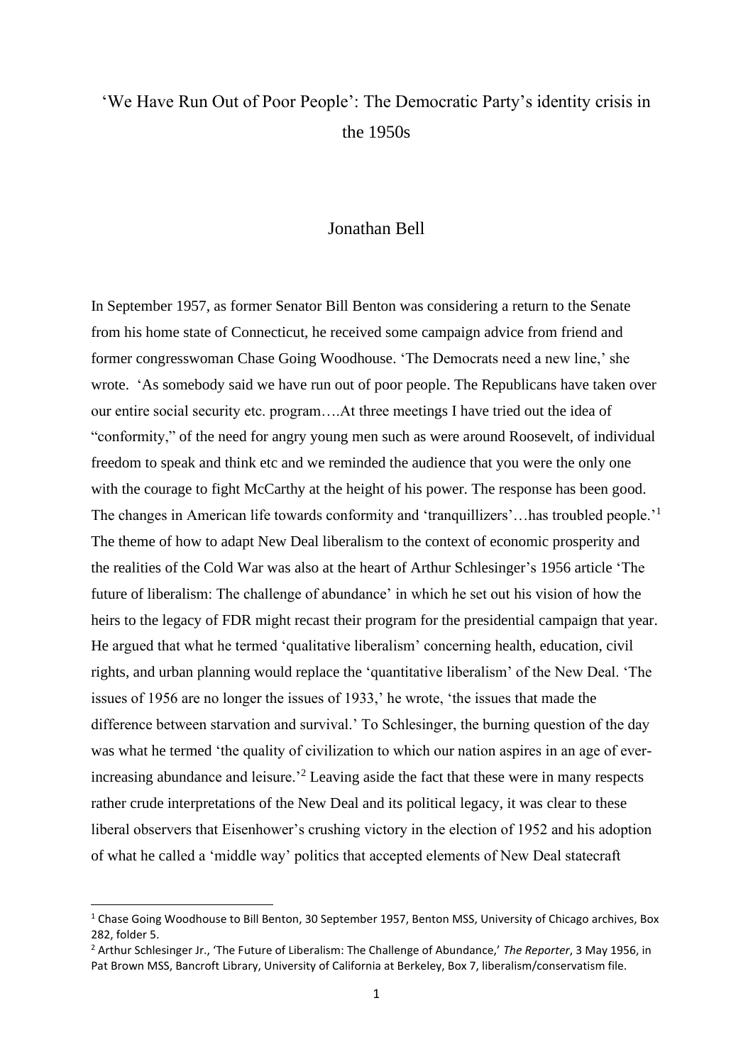# 'We Have Run Out of Poor People': The Democratic Party's identity crisis in the 1950s

Jonathan Bell

In September 1957, as former Senator Bill Benton was considering a return to the Senate from his home state of Connecticut, he received some campaign advice from friend and former congresswoman Chase Going Woodhouse. 'The Democrats need a new line,' she wrote. 'As somebody said we have run out of poor people. The Republicans have taken over our entire social security etc. program….At three meetings I have tried out the idea of "conformity," of the need for angry young men such as were around Roosevelt, of individual freedom to speak and think etc and we reminded the audience that you were the only one with the courage to fight McCarthy at the height of his power. The response has been good. The changes in American life towards conformity and 'tranquillizers'…has troubled people.'[1] The theme of how to adapt New Deal liberalism to the context of economic prosperity and the realities of the Cold War was also at the heart of Arthur Schlesinger's 1956 article 'The future of liberalism: The challenge of abundance' in which he set out his vision of how the heirs to the legacy of FDR might recast their program for the presidential campaign that year. He argued that what he termed 'qualitative liberalism' concerning health, education, civil rights, and urban planning would replace the 'quantitative liberalism' of the New Deal. 'The issues of 1956 are no longer the issues of 1933,' he wrote, 'the issues that made the difference between starvation and survival.' To Schlesinger, the burning question of the day was what he termed 'the quality of civilization to which our nation aspires in an age of ever-increasing abundance and leisure.'[2] Leaving aside the fact that these were in many respects rather crude interpretations of the New Deal and its political legacy, it was clear to these liberal observers that Eisenhower's crushing victory in the election of 1952 and his adoption of what he called a 'middle way' politics that accepted elements of New Deal statecraft

---

[1] Chase Going Woodhouse to Bill Benton, 30 September 1957, Benton MSS, University of Chicago archives, Box 282, folder 5.

[2] Arthur Schlesinger Jr., 'The Future of Liberalism: The Challenge of Abundance,' *The Reporter*, 3 May 1956, in Pat Brown MSS, Bancroft Library, University of California at Berkeley, Box 7, liberalism/conservatism file.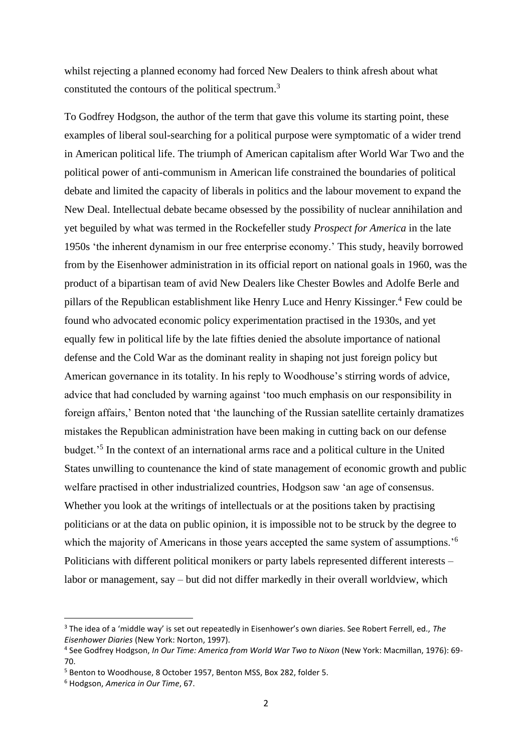whilst rejecting a planned economy had forced New Dealers to think afresh about what constituted the contours of the political spectrum.[3]

To Godfrey Hodgson, the author of the term that gave this volume its starting point, these examples of liberal soul-searching for a political purpose were symptomatic of a wider trend in American political life. The triumph of American capitalism after World War Two and the political power of anti-communism in American life constrained the boundaries of political debate and limited the capacity of liberals in politics and the labour movement to expand the New Deal. Intellectual debate became obsessed by the possibility of nuclear annihilation and yet beguiled by what was termed in the Rockefeller study *Prospect for America* in the late 1950s 'the inherent dynamism in our free enterprise economy.' This study, heavily borrowed from by the Eisenhower administration in its official report on national goals in 1960, was the product of a bipartisan team of avid New Dealers like Chester Bowles and Adolfe Berle and pillars of the Republican establishment like Henry Luce and Henry Kissinger.[4] Few could be found who advocated economic policy experimentation practised in the 1930s, and yet equally few in political life by the late fifties denied the absolute importance of national defense and the Cold War as the dominant reality in shaping not just foreign policy but American governance in its totality. In his reply to Woodhouse's stirring words of advice, advice that had concluded by warning against 'too much emphasis on our responsibility in foreign affairs,' Benton noted that 'the launching of the Russian satellite certainly dramatizes mistakes the Republican administration have been making in cutting back on our defense budget.'[5] In the context of an international arms race and a political culture in the United States unwilling to countenance the kind of state management of economic growth and public welfare practised in other industrialized countries, Hodgson saw 'an age of consensus. Whether you look at the writings of intellectuals or at the positions taken by practising politicians or at the data on public opinion, it is impossible not to be struck by the degree to which the majority of Americans in those years accepted the same system of assumptions.'[6] Politicians with different political monikers or party labels represented different interests – labor or management, say – but did not differ markedly in their overall worldview, which

---

[3] The idea of a 'middle way' is set out repeatedly in Eisenhower's own diaries. See Robert Ferrell, ed., *The Eisenhower Diaries* (New York: Norton, 1997).

[4] See Godfrey Hodgson, *In Our Time: America from World War Two to Nixon* (New York: Macmillan, 1976): 69-70.

[5] Benton to Woodhouse, 8 October 1957, Benton MSS, Box 282, folder 5.

[6] Hodgson, *America in Our Time*, 67.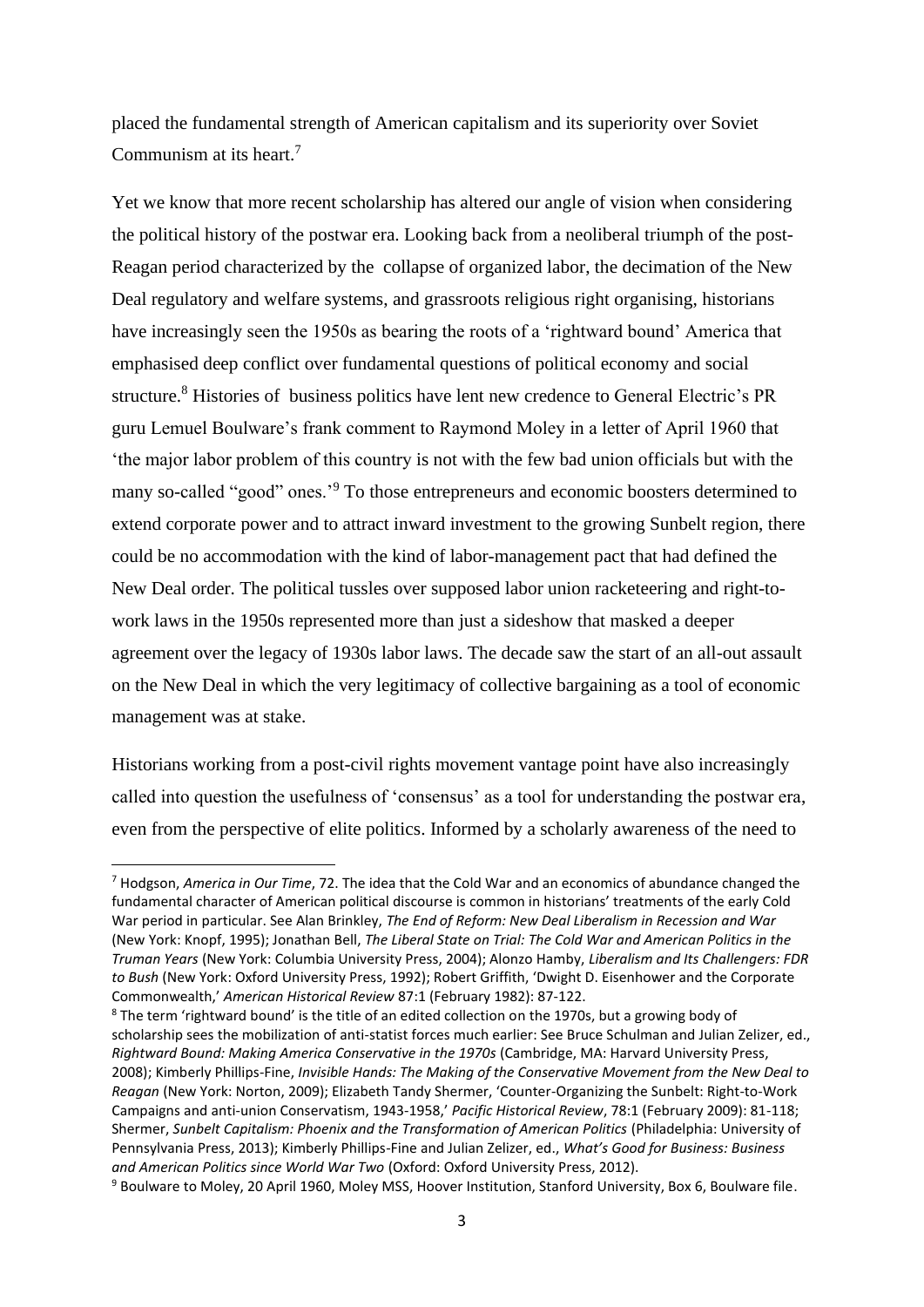placed the fundamental strength of American capitalism and its superiority over Soviet Communism at its heart.[7]

Yet we know that more recent scholarship has altered our angle of vision when considering the political history of the postwar era. Looking back from a neoliberal triumph of the post-Reagan period characterized by the collapse of organized labor, the decimation of the New Deal regulatory and welfare systems, and grassroots religious right organising, historians have increasingly seen the 1950s as bearing the roots of a 'rightward bound' America that emphasised deep conflict over fundamental questions of political economy and social structure.[8] Histories of business politics have lent new credence to General Electric's PR guru Lemuel Boulware's frank comment to Raymond Moley in a letter of April 1960 that 'the major labor problem of this country is not with the few bad union officials but with the many so-called "good" ones.'[9] To those entrepreneurs and economic boosters determined to extend corporate power and to attract inward investment to the growing Sunbelt region, there could be no accommodation with the kind of labor-management pact that had defined the New Deal order. The political tussles over supposed labor union racketeering and right-to-work laws in the 1950s represented more than just a sideshow that masked a deeper agreement over the legacy of 1930s labor laws. The decade saw the start of an all-out assault on the New Deal in which the very legitimacy of collective bargaining as a tool of economic management was at stake.

Historians working from a post-civil rights movement vantage point have also increasingly called into question the usefulness of 'consensus' as a tool for understanding the postwar era, even from the perspective of elite politics. Informed by a scholarly awareness of the need to

[7] Hodgson, *America in Our Time*, 72. The idea that the Cold War and an economics of abundance changed the fundamental character of American political discourse is common in historians' treatments of the early Cold War period in particular. See Alan Brinkley, *The End of Reform: New Deal Liberalism in Recession and War* (New York: Knopf, 1995); Jonathan Bell, *The Liberal State on Trial: The Cold War and American Politics in the Truman Years* (New York: Columbia University Press, 2004); Alonzo Hamby, *Liberalism and Its Challengers: FDR to Bush* (New York: Oxford University Press, 1992); Robert Griffith, 'Dwight D. Eisenhower and the Corporate Commonwealth,' *American Historical Review* 87:1 (February 1982): 87-122.

[8] The term 'rightward bound' is the title of an edited collection on the 1970s, but a growing body of scholarship sees the mobilization of anti-statist forces much earlier: See Bruce Schulman and Julian Zelizer, ed., *Rightward Bound: Making America Conservative in the 1970s* (Cambridge, MA: Harvard University Press, 2008); Kimberly Phillips-Fine, *Invisible Hands: The Making of the Conservative Movement from the New Deal to Reagan* (New York: Norton, 2009); Elizabeth Tandy Shermer, 'Counter-Organizing the Sunbelt: Right-to-Work Campaigns and anti-union Conservatism, 1943-1958,' *Pacific Historical Review*, 78:1 (February 2009): 81-118; Shermer, *Sunbelt Capitalism: Phoenix and the Transformation of American Politics* (Philadelphia: University of Pennsylvania Press, 2013); Kimberly Phillips-Fine and Julian Zelizer, ed., *What's Good for Business: Business and American Politics since World War Two* (Oxford: Oxford University Press, 2012).

[9] Boulware to Moley, 20 April 1960, Moley MSS, Hoover Institution, Stanford University, Box 6, Boulware file.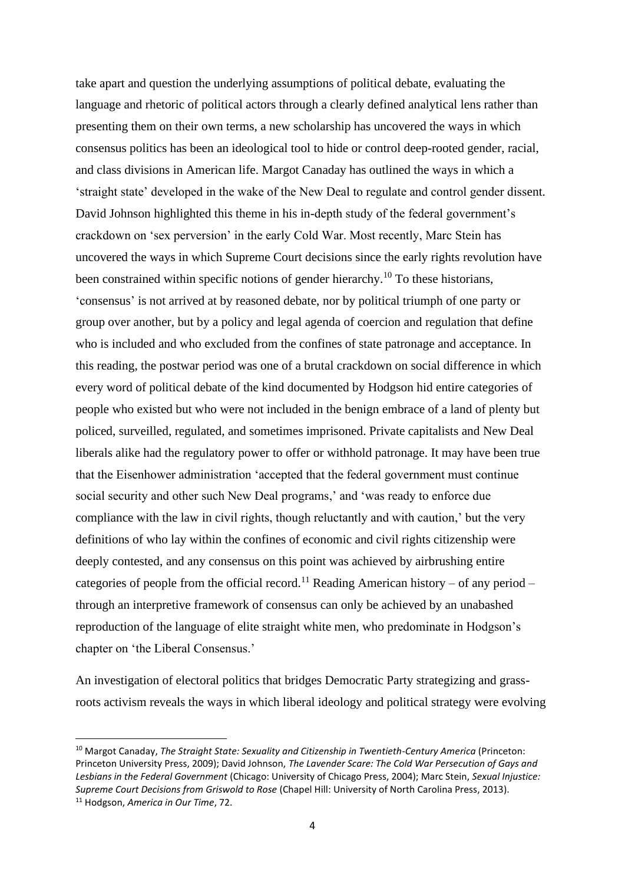take apart and question the underlying assumptions of political debate, evaluating the language and rhetoric of political actors through a clearly defined analytical lens rather than presenting them on their own terms, a new scholarship has uncovered the ways in which consensus politics has been an ideological tool to hide or control deep-rooted gender, racial, and class divisions in American life. Margot Canaday has outlined the ways in which a 'straight state' developed in the wake of the New Deal to regulate and control gender dissent. David Johnson highlighted this theme in his in-depth study of the federal government's crackdown on 'sex perversion' in the early Cold War. Most recently, Marc Stein has uncovered the ways in which Supreme Court decisions since the early rights revolution have been constrained within specific notions of gender hierarchy.[10] To these historians, 'consensus' is not arrived at by reasoned debate, nor by political triumph of one party or group over another, but by a policy and legal agenda of coercion and regulation that define who is included and who excluded from the confines of state patronage and acceptance. In this reading, the postwar period was one of a brutal crackdown on social difference in which every word of political debate of the kind documented by Hodgson hid entire categories of people who existed but who were not included in the benign embrace of a land of plenty but policed, surveilled, regulated, and sometimes imprisoned. Private capitalists and New Deal liberals alike had the regulatory power to offer or withhold patronage. It may have been true that the Eisenhower administration 'accepted that the federal government must continue social security and other such New Deal programs,' and 'was ready to enforce due compliance with the law in civil rights, though reluctantly and with caution,' but the very definitions of who lay within the confines of economic and civil rights citizenship were deeply contested, and any consensus on this point was achieved by airbrushing entire categories of people from the official record.[11] Reading American history – of any period – through an interpretive framework of consensus can only be achieved by an unabashed reproduction of the language of elite straight white men, who predominate in Hodgson's chapter on 'the Liberal Consensus.'

An investigation of electoral politics that bridges Democratic Party strategizing and grass-roots activism reveals the ways in which liberal ideology and political strategy were evolving

---

[10] Margot Canaday, *The Straight State: Sexuality and Citizenship in Twentieth-Century America* (Princeton: Princeton University Press, 2009); David Johnson, *The Lavender Scare: The Cold War Persecution of Gays and Lesbians in the Federal Government* (Chicago: University of Chicago Press, 2004); Marc Stein, *Sexual Injustice: Supreme Court Decisions from Griswold to Rose* (Chapel Hill: University of North Carolina Press, 2013).

[11] Hodgson, *America in Our Time*, 72.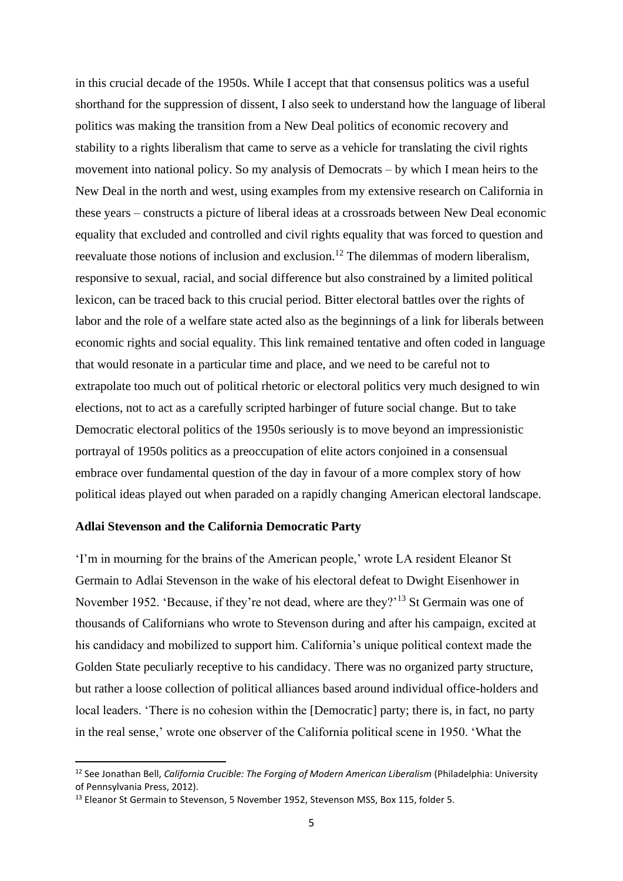in this crucial decade of the 1950s. While I accept that that consensus politics was a useful shorthand for the suppression of dissent, I also seek to understand how the language of liberal politics was making the transition from a New Deal politics of economic recovery and stability to a rights liberalism that came to serve as a vehicle for translating the civil rights movement into national policy. So my analysis of Democrats – by which I mean heirs to the New Deal in the north and west, using examples from my extensive research on California in these years – constructs a picture of liberal ideas at a crossroads between New Deal economic equality that excluded and controlled and civil rights equality that was forced to question and reevaluate those notions of inclusion and exclusion.[12] The dilemmas of modern liberalism, responsive to sexual, racial, and social difference but also constrained by a limited political lexicon, can be traced back to this crucial period. Bitter electoral battles over the rights of labor and the role of a welfare state acted also as the beginnings of a link for liberals between economic rights and social equality. This link remained tentative and often coded in language that would resonate in a particular time and place, and we need to be careful not to extrapolate too much out of political rhetoric or electoral politics very much designed to win elections, not to act as a carefully scripted harbinger of future social change. But to take Democratic electoral politics of the 1950s seriously is to move beyond an impressionistic portrayal of 1950s politics as a preoccupation of elite actors conjoined in a consensual embrace over fundamental question of the day in favour of a more complex story of how political ideas played out when paraded on a rapidly changing American electoral landscape.

**Adlai Stevenson and the California Democratic Party**

'I'm in mourning for the brains of the American people,' wrote LA resident Eleanor St Germain to Adlai Stevenson in the wake of his electoral defeat to Dwight Eisenhower in November 1952. 'Because, if they're not dead, where are they?'[13] St Germain was one of thousands of Californians who wrote to Stevenson during and after his campaign, excited at his candidacy and mobilized to support him. California's unique political context made the Golden State peculiarly receptive to his candidacy. There was no organized party structure, but rather a loose collection of political alliances based around individual office-holders and local leaders. 'There is no cohesion within the [Democratic] party; there is, in fact, no party in the real sense,' wrote one observer of the California political scene in 1950. 'What the

---

[12] See Jonathan Bell, *California Crucible: The Forging of Modern American Liberalism* (Philadelphia: University of Pennsylvania Press, 2012).

[13] Eleanor St Germain to Stevenson, 5 November 1952, Stevenson MSS, Box 115, folder 5.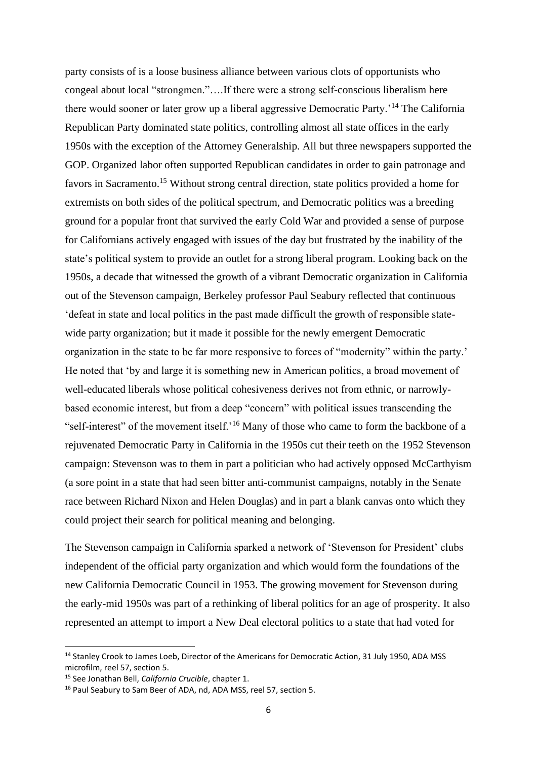party consists of is a loose business alliance between various clots of opportunists who congeal about local "strongmen."….If there were a strong self-conscious liberalism here there would sooner or later grow up a liberal aggressive Democratic Party.'[14] The California Republican Party dominated state politics, controlling almost all state offices in the early 1950s with the exception of the Attorney Generalship. All but three newspapers supported the GOP. Organized labor often supported Republican candidates in order to gain patronage and favors in Sacramento.[15] Without strong central direction, state politics provided a home for extremists on both sides of the political spectrum, and Democratic politics was a breeding ground for a popular front that survived the early Cold War and provided a sense of purpose for Californians actively engaged with issues of the day but frustrated by the inability of the state's political system to provide an outlet for a strong liberal program. Looking back on the 1950s, a decade that witnessed the growth of a vibrant Democratic organization in California out of the Stevenson campaign, Berkeley professor Paul Seabury reflected that continuous 'defeat in state and local politics in the past made difficult the growth of responsible state-wide party organization; but it made it possible for the newly emergent Democratic organization in the state to be far more responsive to forces of "modernity" within the party.' He noted that 'by and large it is something new in American politics, a broad movement of well-educated liberals whose political cohesiveness derives not from ethnic, or narrowly-based economic interest, but from a deep "concern" with political issues transcending the "self-interest" of the movement itself.'[16] Many of those who came to form the backbone of a rejuvenated Democratic Party in California in the 1950s cut their teeth on the 1952 Stevenson campaign: Stevenson was to them in part a politician who had actively opposed McCarthyism (a sore point in a state that had seen bitter anti-communist campaigns, notably in the Senate race between Richard Nixon and Helen Douglas) and in part a blank canvas onto which they could project their search for political meaning and belonging.

The Stevenson campaign in California sparked a network of 'Stevenson for President' clubs independent of the official party organization and which would form the foundations of the new California Democratic Council in 1953. The growing movement for Stevenson during the early-mid 1950s was part of a rethinking of liberal politics for an age of prosperity. It also represented an attempt to import a New Deal electoral politics to a state that had voted for

---

[14] Stanley Crook to James Loeb, Director of the Americans for Democratic Action, 31 July 1950, ADA MSS microfilm, reel 57, section 5.

[15] See Jonathan Bell, *California Crucible*, chapter 1.

[16] Paul Seabury to Sam Beer of ADA, nd, ADA MSS, reel 57, section 5.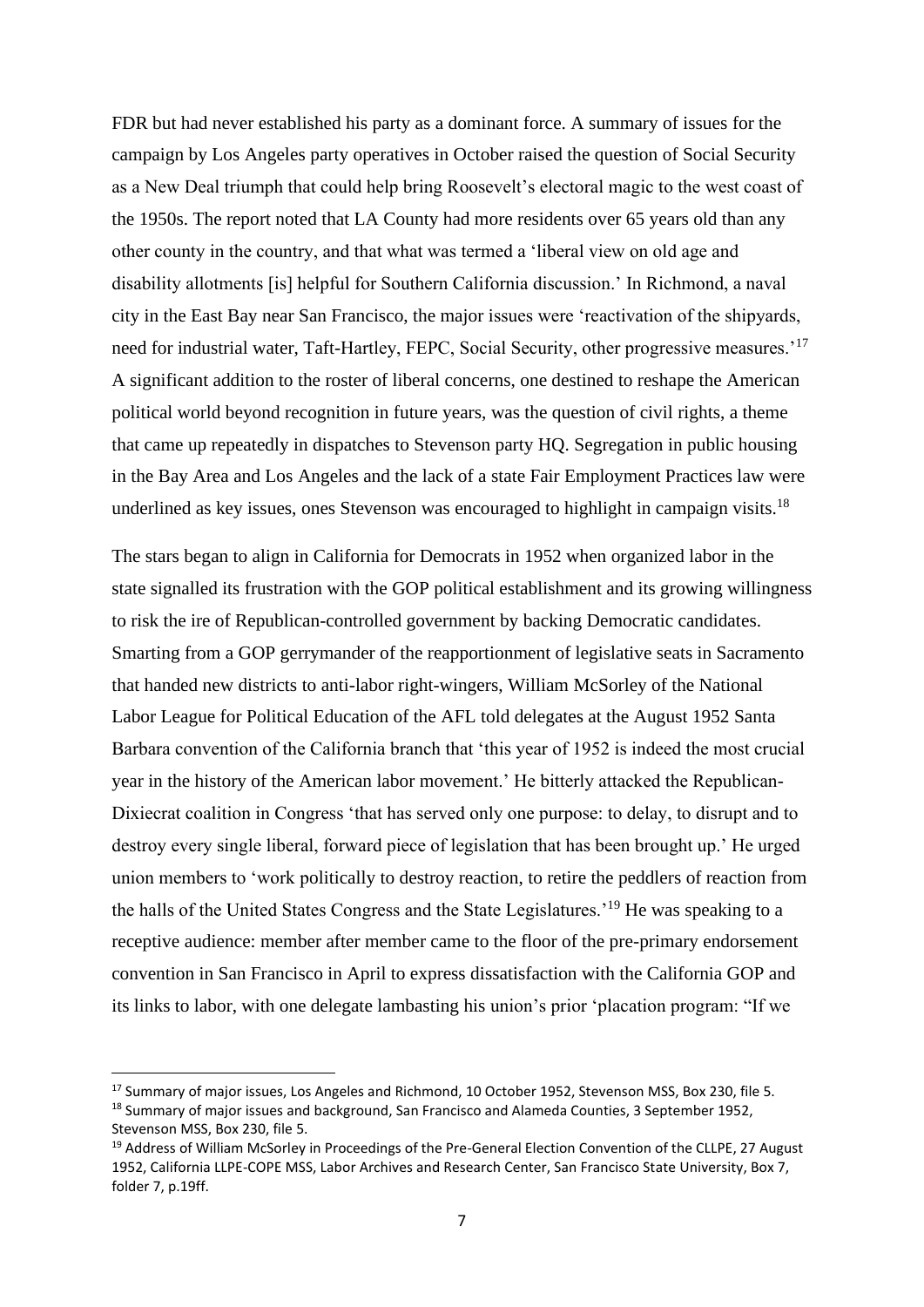FDR but had never established his party as a dominant force. A summary of issues for the campaign by Los Angeles party operatives in October raised the question of Social Security as a New Deal triumph that could help bring Roosevelt's electoral magic to the west coast of the 1950s. The report noted that LA County had more residents over 65 years old than any other county in the country, and that what was termed a 'liberal view on old age and disability allotments [is] helpful for Southern California discussion.' In Richmond, a naval city in the East Bay near San Francisco, the major issues were 'reactivation of the shipyards, need for industrial water, Taft-Hartley, FEPC, Social Security, other progressive measures.'[17] A significant addition to the roster of liberal concerns, one destined to reshape the American political world beyond recognition in future years, was the question of civil rights, a theme that came up repeatedly in dispatches to Stevenson party HQ. Segregation in public housing in the Bay Area and Los Angeles and the lack of a state Fair Employment Practices law were underlined as key issues, ones Stevenson was encouraged to highlight in campaign visits.[18]

The stars began to align in California for Democrats in 1952 when organized labor in the state signalled its frustration with the GOP political establishment and its growing willingness to risk the ire of Republican-controlled government by backing Democratic candidates. Smarting from a GOP gerrymander of the reapportionment of legislative seats in Sacramento that handed new districts to anti-labor right-wingers, William McSorley of the National Labor League for Political Education of the AFL told delegates at the August 1952 Santa Barbara convention of the California branch that 'this year of 1952 is indeed the most crucial year in the history of the American labor movement.' He bitterly attacked the Republican-Dixiecrat coalition in Congress 'that has served only one purpose: to delay, to disrupt and to destroy every single liberal, forward piece of legislation that has been brought up.' He urged union members to 'work politically to destroy reaction, to retire the peddlers of reaction from the halls of the United States Congress and the State Legislatures.'[19] He was speaking to a receptive audience: member after member came to the floor of the pre-primary endorsement convention in San Francisco in April to express dissatisfaction with the California GOP and its links to labor, with one delegate lambasting his union's prior 'placation program: "If we

---

[17] Summary of major issues, Los Angeles and Richmond, 10 October 1952, Stevenson MSS, Box 230, file 5.

[18] Summary of major issues and background, San Francisco and Alameda Counties, 3 September 1952, Stevenson MSS, Box 230, file 5.

[19] Address of William McSorley in Proceedings of the Pre-General Election Convention of the CLLPE, 27 August 1952, California LLPE-COPE MSS, Labor Archives and Research Center, San Francisco State University, Box 7, folder 7, p.19ff.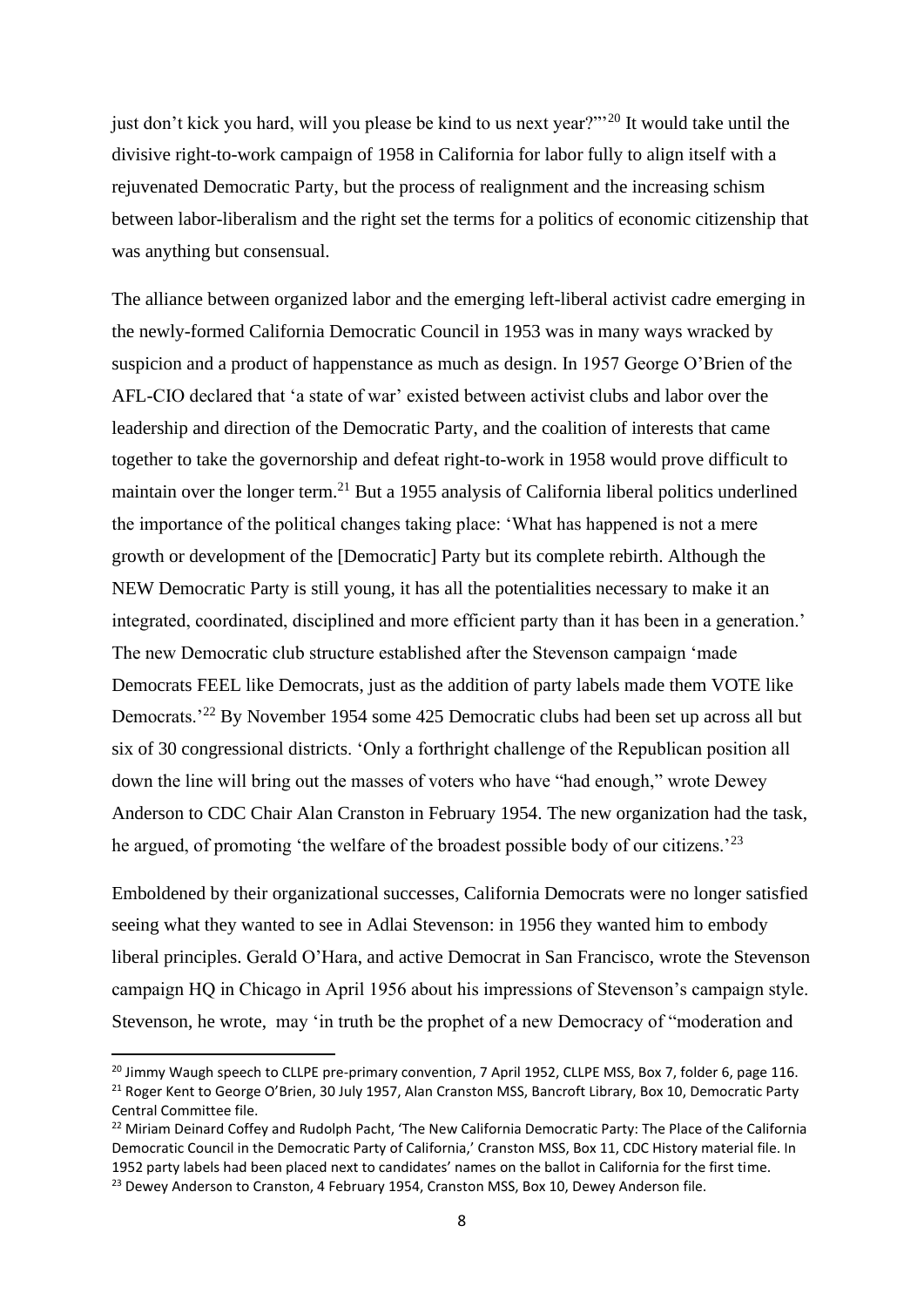just don't kick you hard, will you please be kind to us next year?"'[20] It would take until the divisive right-to-work campaign of 1958 in California for labor fully to align itself with a rejuvenated Democratic Party, but the process of realignment and the increasing schism between labor-liberalism and the right set the terms for a politics of economic citizenship that was anything but consensual.

The alliance between organized labor and the emerging left-liberal activist cadre emerging in the newly-formed California Democratic Council in 1953 was in many ways wracked by suspicion and a product of happenstance as much as design. In 1957 George O'Brien of the AFL-CIO declared that 'a state of war' existed between activist clubs and labor over the leadership and direction of the Democratic Party, and the coalition of interests that came together to take the governorship and defeat right-to-work in 1958 would prove difficult to maintain over the longer term.[21] But a 1955 analysis of California liberal politics underlined the importance of the political changes taking place: 'What has happened is not a mere growth or development of the [Democratic] Party but its complete rebirth. Although the NEW Democratic Party is still young, it has all the potentialities necessary to make it an integrated, coordinated, disciplined and more efficient party than it has been in a generation.' The new Democratic club structure established after the Stevenson campaign 'made Democrats FEEL like Democrats, just as the addition of party labels made them VOTE like Democrats.'[22] By November 1954 some 425 Democratic clubs had been set up across all but six of 30 congressional districts. 'Only a forthright challenge of the Republican position all down the line will bring out the masses of voters who have "had enough," wrote Dewey Anderson to CDC Chair Alan Cranston in February 1954. The new organization had the task, he argued, of promoting 'the welfare of the broadest possible body of our citizens.'[23]

Emboldened by their organizational successes, California Democrats were no longer satisfied seeing what they wanted to see in Adlai Stevenson: in 1956 they wanted him to embody liberal principles. Gerald O'Hara, and active Democrat in San Francisco, wrote the Stevenson campaign HQ in Chicago in April 1956 about his impressions of Stevenson's campaign style. Stevenson, he wrote, may 'in truth be the prophet of a new Democracy of "moderation and

[20] Jimmy Waugh speech to CLLPE pre-primary convention, 7 April 1952, CLLPE MSS, Box 7, folder 6, page 116.

[21] Roger Kent to George O'Brien, 30 July 1957, Alan Cranston MSS, Bancroft Library, Box 10, Democratic Party Central Committee file.

[22] Miriam Deinard Coffey and Rudolph Pacht, 'The New California Democratic Party: The Place of the California Democratic Council in the Democratic Party of California,' Cranston MSS, Box 11, CDC History material file. In 1952 party labels had been placed next to candidates' names on the ballot in California for the first time.

[23] Dewey Anderson to Cranston, 4 February 1954, Cranston MSS, Box 10, Dewey Anderson file.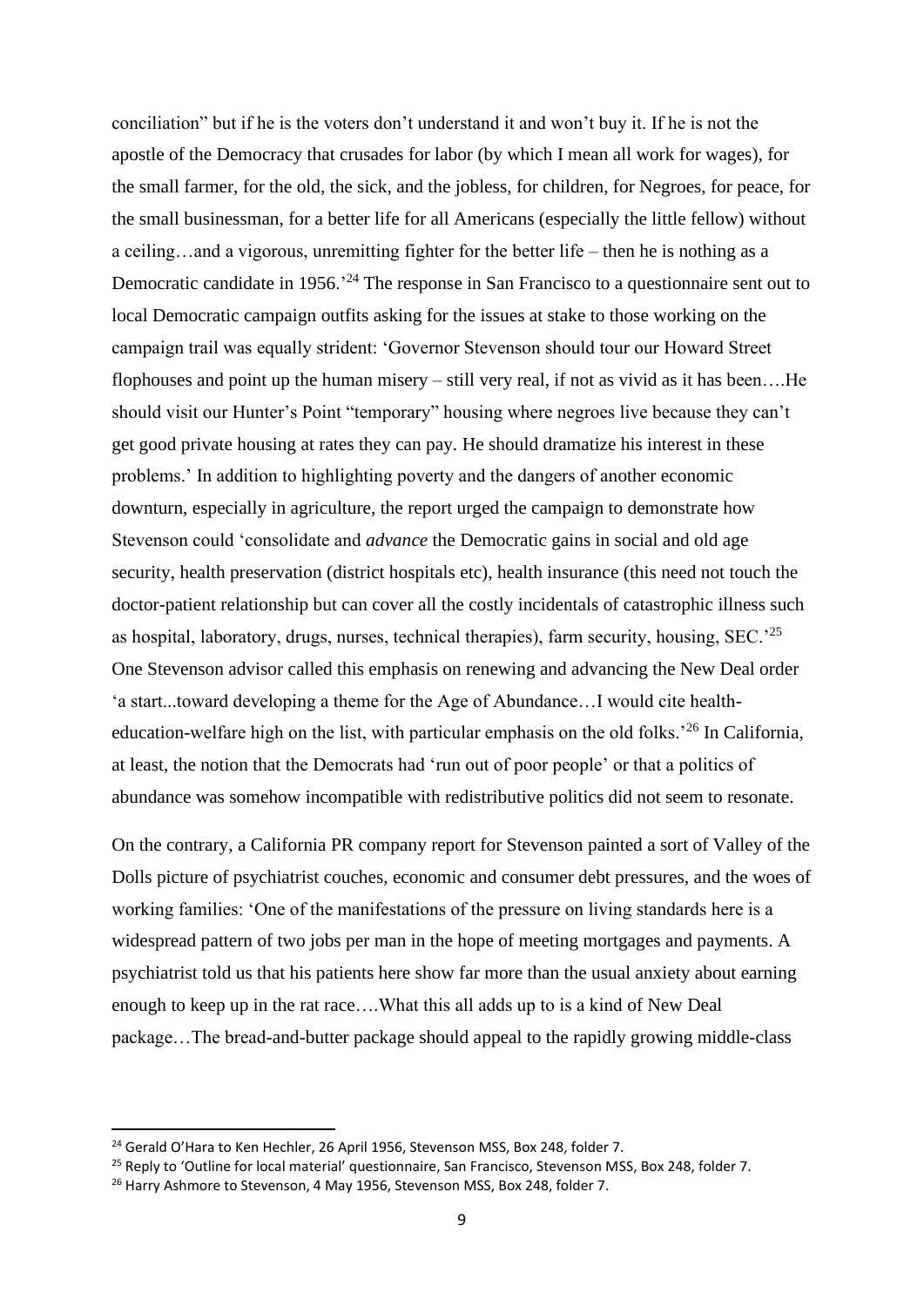conciliation" but if he is the voters don't understand it and won't buy it. If he is not the apostle of the Democracy that crusades for labor (by which I mean all work for wages), for the small farmer, for the old, the sick, and the jobless, for children, for Negroes, for peace, for the small businessman, for a better life for all Americans (especially the little fellow) without a ceiling…and a vigorous, unremitting fighter for the better life – then he is nothing as a Democratic candidate in 1956.'[24] The response in San Francisco to a questionnaire sent out to local Democratic campaign outfits asking for the issues at stake to those working on the campaign trail was equally strident: 'Governor Stevenson should tour our Howard Street flophouses and point up the human misery – still very real, if not as vivid as it has been….He should visit our Hunter's Point "temporary" housing where negroes live because they can't get good private housing at rates they can pay. He should dramatize his interest in these problems.' In addition to highlighting poverty and the dangers of another economic downturn, especially in agriculture, the report urged the campaign to demonstrate how Stevenson could 'consolidate and *advance* the Democratic gains in social and old age security, health preservation (district hospitals etc), health insurance (this need not touch the doctor-patient relationship but can cover all the costly incidentals of catastrophic illness such as hospital, laboratory, drugs, nurses, technical therapies), farm security, housing, SEC.'[25] One Stevenson advisor called this emphasis on renewing and advancing the New Deal order 'a start...toward developing a theme for the Age of Abundance…I would cite health-education-welfare high on the list, with particular emphasis on the old folks.'[26] In California, at least, the notion that the Democrats had 'run out of poor people' or that a politics of abundance was somehow incompatible with redistributive politics did not seem to resonate.

On the contrary, a California PR company report for Stevenson painted a sort of Valley of the Dolls picture of psychiatrist couches, economic and consumer debt pressures, and the woes of working families: 'One of the manifestations of the pressure on living standards here is a widespread pattern of two jobs per man in the hope of meeting mortgages and payments. A psychiatrist told us that his patients here show far more than the usual anxiety about earning enough to keep up in the rat race….What this all adds up to is a kind of New Deal package…The bread-and-butter package should appeal to the rapidly growing middle-class

[24] Gerald O'Hara to Ken Hechler, 26 April 1956, Stevenson MSS, Box 248, folder 7.

[25] Reply to 'Outline for local material' questionnaire, San Francisco, Stevenson MSS, Box 248, folder 7.

[26] Harry Ashmore to Stevenson, 4 May 1956, Stevenson MSS, Box 248, folder 7.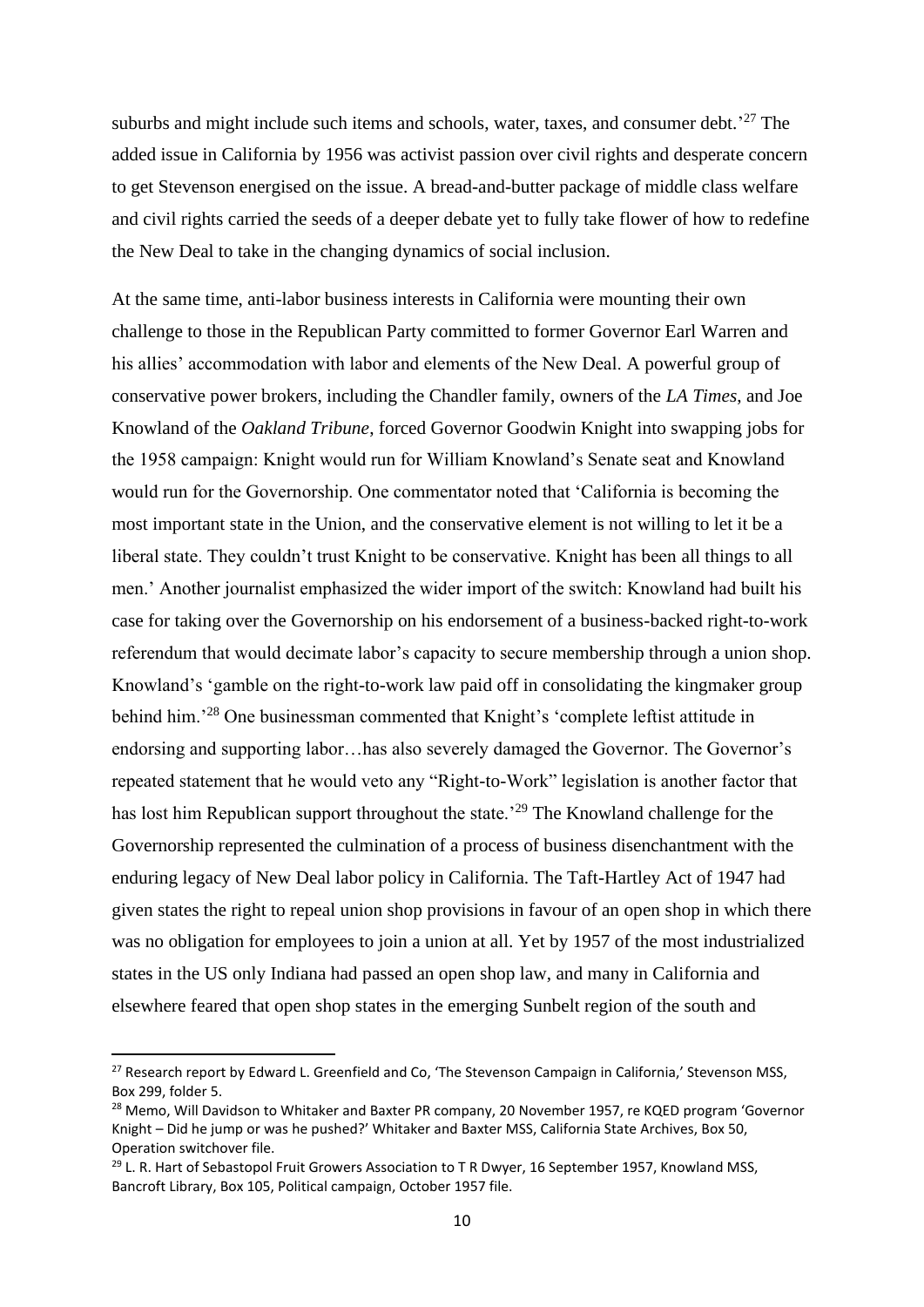suburbs and might include such items and schools, water, taxes, and consumer debt.'[27] The added issue in California by 1956 was activist passion over civil rights and desperate concern to get Stevenson energised on the issue. A bread-and-butter package of middle class welfare and civil rights carried the seeds of a deeper debate yet to fully take flower of how to redefine the New Deal to take in the changing dynamics of social inclusion.

At the same time, anti-labor business interests in California were mounting their own challenge to those in the Republican Party committed to former Governor Earl Warren and his allies' accommodation with labor and elements of the New Deal. A powerful group of conservative power brokers, including the Chandler family, owners of the *LA Times*, and Joe Knowland of the *Oakland Tribune*, forced Governor Goodwin Knight into swapping jobs for the 1958 campaign: Knight would run for William Knowland's Senate seat and Knowland would run for the Governorship. One commentator noted that 'California is becoming the most important state in the Union, and the conservative element is not willing to let it be a liberal state. They couldn't trust Knight to be conservative. Knight has been all things to all men.' Another journalist emphasized the wider import of the switch: Knowland had built his case for taking over the Governorship on his endorsement of a business-backed right-to-work referendum that would decimate labor's capacity to secure membership through a union shop. Knowland's 'gamble on the right-to-work law paid off in consolidating the kingmaker group behind him.'[28] One businessman commented that Knight's 'complete leftist attitude in endorsing and supporting labor…has also severely damaged the Governor. The Governor's repeated statement that he would veto any "Right-to-Work" legislation is another factor that has lost him Republican support throughout the state.'[29] The Knowland challenge for the Governorship represented the culmination of a process of business disenchantment with the enduring legacy of New Deal labor policy in California. The Taft-Hartley Act of 1947 had given states the right to repeal union shop provisions in favour of an open shop in which there was no obligation for employees to join a union at all. Yet by 1957 of the most industrialized states in the US only Indiana had passed an open shop law, and many in California and elsewhere feared that open shop states in the emerging Sunbelt region of the south and

---

[27] Research report by Edward L. Greenfield and Co, 'The Stevenson Campaign in California,' Stevenson MSS, Box 299, folder 5.

[28] Memo, Will Davidson to Whitaker and Baxter PR company, 20 November 1957, re KQED program 'Governor Knight – Did he jump or was he pushed?' Whitaker and Baxter MSS, California State Archives, Box 50, Operation switchover file.

[29] L. R. Hart of Sebastopol Fruit Growers Association to T R Dwyer, 16 September 1957, Knowland MSS, Bancroft Library, Box 105, Political campaign, October 1957 file.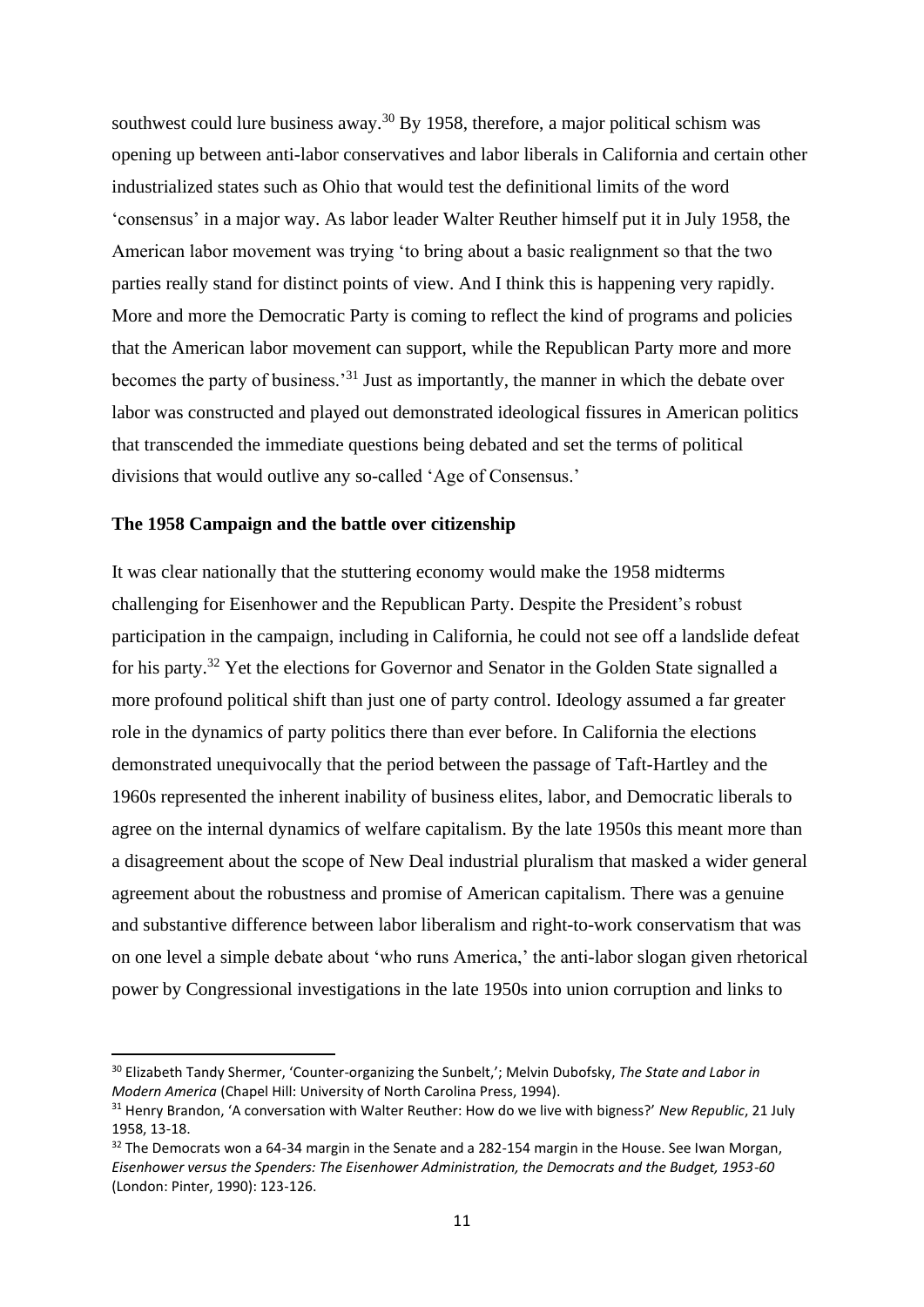southwest could lure business away.[30] By 1958, therefore, a major political schism was opening up between anti-labor conservatives and labor liberals in California and certain other industrialized states such as Ohio that would test the definitional limits of the word 'consensus' in a major way. As labor leader Walter Reuther himself put it in July 1958, the American labor movement was trying 'to bring about a basic realignment so that the two parties really stand for distinct points of view. And I think this is happening very rapidly. More and more the Democratic Party is coming to reflect the kind of programs and policies that the American labor movement can support, while the Republican Party more and more becomes the party of business.'[31] Just as importantly, the manner in which the debate over labor was constructed and played out demonstrated ideological fissures in American politics that transcended the immediate questions being debated and set the terms of political divisions that would outlive any so-called 'Age of Consensus.'

**The 1958 Campaign and the battle over citizenship**

It was clear nationally that the stuttering economy would make the 1958 midterms challenging for Eisenhower and the Republican Party. Despite the President's robust participation in the campaign, including in California, he could not see off a landslide defeat for his party.[32] Yet the elections for Governor and Senator in the Golden State signalled a more profound political shift than just one of party control. Ideology assumed a far greater role in the dynamics of party politics there than ever before. In California the elections demonstrated unequivocally that the period between the passage of Taft-Hartley and the 1960s represented the inherent inability of business elites, labor, and Democratic liberals to agree on the internal dynamics of welfare capitalism. By the late 1950s this meant more than a disagreement about the scope of New Deal industrial pluralism that masked a wider general agreement about the robustness and promise of American capitalism. There was a genuine and substantive difference between labor liberalism and right-to-work conservatism that was on one level a simple debate about 'who runs America,' the anti-labor slogan given rhetorical power by Congressional investigations in the late 1950s into union corruption and links to

---

[30] Elizabeth Tandy Shermer, 'Counter-organizing the Sunbelt,'; Melvin Dubofsky, *The State and Labor in Modern America* (Chapel Hill: University of North Carolina Press, 1994).

[31] Henry Brandon, 'A conversation with Walter Reuther: How do we live with bigness?' *New Republic*, 21 July 1958, 13-18.

[32] The Democrats won a 64-34 margin in the Senate and a 282-154 margin in the House. See Iwan Morgan, *Eisenhower versus the Spenders: The Eisenhower Administration, the Democrats and the Budget, 1953-60* (London: Pinter, 1990): 123-126.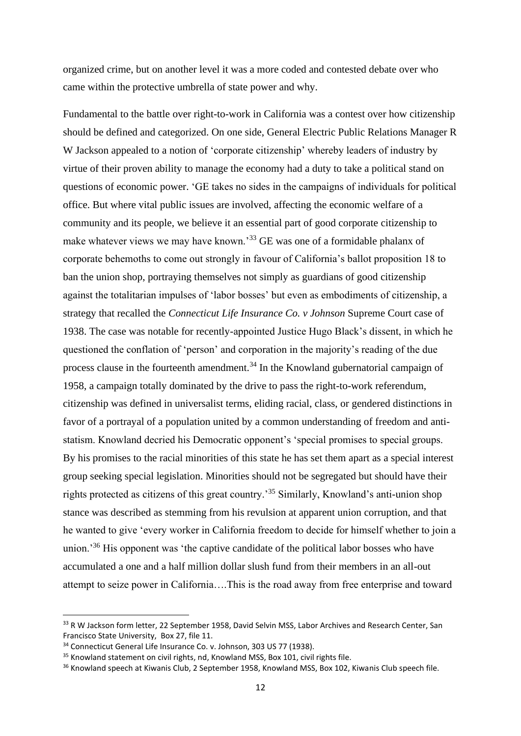organized crime, but on another level it was a more coded and contested debate over who came within the protective umbrella of state power and why.

Fundamental to the battle over right-to-work in California was a contest over how citizenship should be defined and categorized. On one side, General Electric Public Relations Manager R W Jackson appealed to a notion of 'corporate citizenship' whereby leaders of industry by virtue of their proven ability to manage the economy had a duty to take a political stand on questions of economic power. 'GE takes no sides in the campaigns of individuals for political office. But where vital public issues are involved, affecting the economic welfare of a community and its people, we believe it an essential part of good corporate citizenship to make whatever views we may have known.'[33] GE was one of a formidable phalanx of corporate behemoths to come out strongly in favour of California's ballot proposition 18 to ban the union shop, portraying themselves not simply as guardians of good citizenship against the totalitarian impulses of 'labor bosses' but even as embodiments of citizenship, a strategy that recalled the *Connecticut Life Insurance Co. v Johnson* Supreme Court case of 1938. The case was notable for recently-appointed Justice Hugo Black's dissent, in which he questioned the conflation of 'person' and corporation in the majority's reading of the due process clause in the fourteenth amendment.[34] In the Knowland gubernatorial campaign of 1958, a campaign totally dominated by the drive to pass the right-to-work referendum, citizenship was defined in universalist terms, eliding racial, class, or gendered distinctions in favor of a portrayal of a population united by a common understanding of freedom and anti-statism. Knowland decried his Democratic opponent's 'special promises to special groups. By his promises to the racial minorities of this state he has set them apart as a special interest group seeking special legislation. Minorities should not be segregated but should have their rights protected as citizens of this great country.'[35] Similarly, Knowland's anti-union shop stance was described as stemming from his revulsion at apparent union corruption, and that he wanted to give 'every worker in California freedom to decide for himself whether to join a union.'[36] His opponent was 'the captive candidate of the political labor bosses who have accumulated a one and a half million dollar slush fund from their members in an all-out attempt to seize power in California….This is the road away from free enterprise and toward

---

[33] R W Jackson form letter, 22 September 1958, David Selvin MSS, Labor Archives and Research Center, San Francisco State University, Box 27, file 11.

[34] Connecticut General Life Insurance Co. v. Johnson, 303 US 77 (1938).

[35] Knowland statement on civil rights, nd, Knowland MSS, Box 101, civil rights file.

[36] Knowland speech at Kiwanis Club, 2 September 1958, Knowland MSS, Box 102, Kiwanis Club speech file.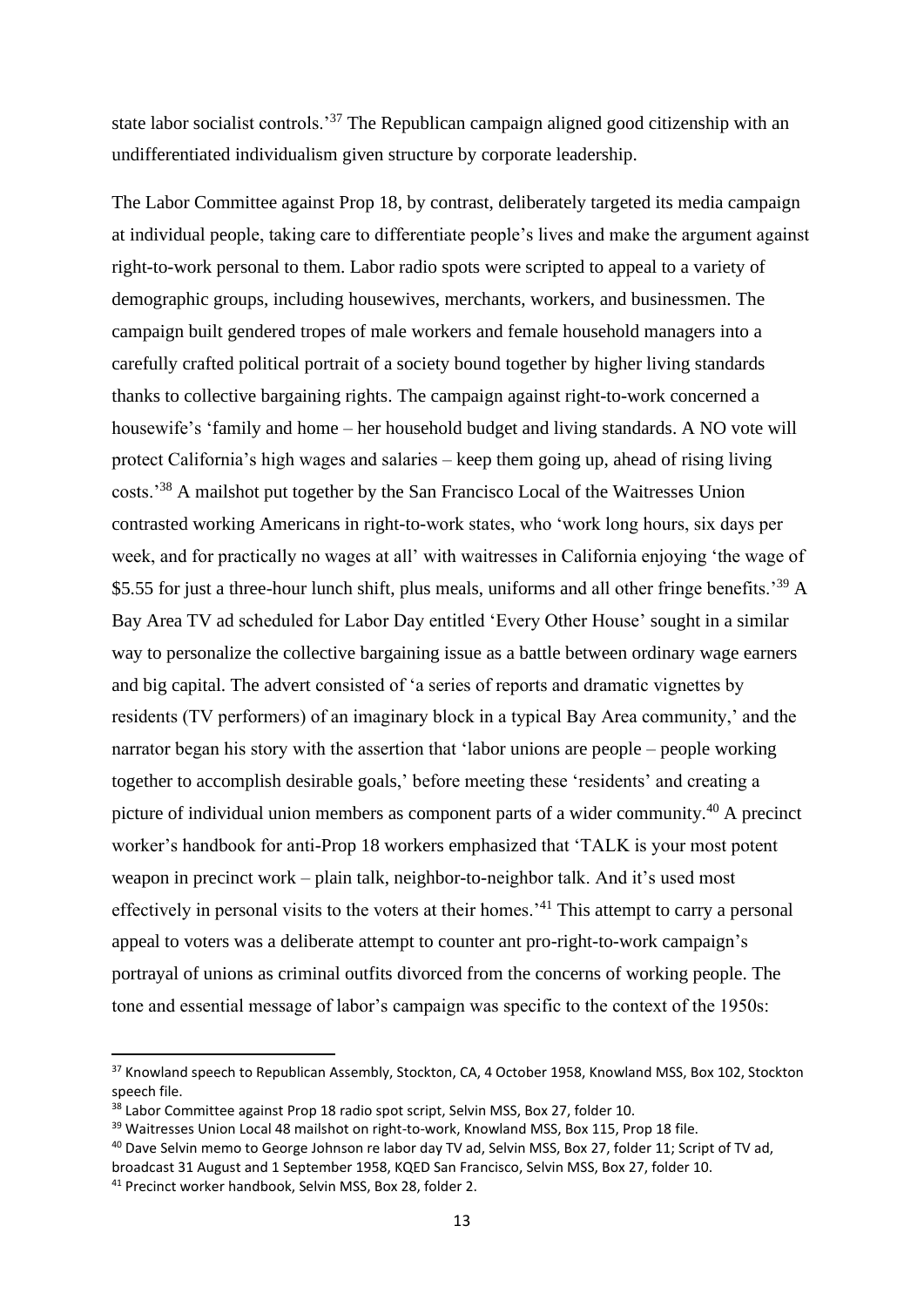state labor socialist controls.'[37] The Republican campaign aligned good citizenship with an undifferentiated individualism given structure by corporate leadership.

The Labor Committee against Prop 18, by contrast, deliberately targeted its media campaign at individual people, taking care to differentiate people's lives and make the argument against right-to-work personal to them. Labor radio spots were scripted to appeal to a variety of demographic groups, including housewives, merchants, workers, and businessmen. The campaign built gendered tropes of male workers and female household managers into a carefully crafted political portrait of a society bound together by higher living standards thanks to collective bargaining rights. The campaign against right-to-work concerned a housewife's 'family and home – her household budget and living standards. A NO vote will protect California's high wages and salaries – keep them going up, ahead of rising living costs.'[38] A mailshot put together by the San Francisco Local of the Waitresses Union contrasted working Americans in right-to-work states, who 'work long hours, six days per week, and for practically no wages at all' with waitresses in California enjoying 'the wage of $5.55 for just a three-hour lunch shift, plus meals, uniforms and all other fringe benefits.'[39] A Bay Area TV ad scheduled for Labor Day entitled 'Every Other House' sought in a similar way to personalize the collective bargaining issue as a battle between ordinary wage earners and big capital. The advert consisted of 'a series of reports and dramatic vignettes by residents (TV performers) of an imaginary block in a typical Bay Area community,' and the narrator began his story with the assertion that 'labor unions are people – people working together to accomplish desirable goals,' before meeting these 'residents' and creating a picture of individual union members as component parts of a wider community.[40] A precinct worker's handbook for anti-Prop 18 workers emphasized that 'TALK is your most potent weapon in precinct work – plain talk, neighbor-to-neighbor talk. And it's used most effectively in personal visits to the voters at their homes.'[41] This attempt to carry a personal appeal to voters was a deliberate attempt to counter ant pro-right-to-work campaign's portrayal of unions as criminal outfits divorced from the concerns of working people. The tone and essential message of labor's campaign was specific to the context of the 1950s:

---

[37] Knowland speech to Republican Assembly, Stockton, CA, 4 October 1958, Knowland MSS, Box 102, Stockton speech file.

[38] Labor Committee against Prop 18 radio spot script, Selvin MSS, Box 27, folder 10.

[39] Waitresses Union Local 48 mailshot on right-to-work, Knowland MSS, Box 115, Prop 18 file.

[40] Dave Selvin memo to George Johnson re labor day TV ad, Selvin MSS, Box 27, folder 11; Script of TV ad, broadcast 31 August and 1 September 1958, KQED San Francisco, Selvin MSS, Box 27, folder 10.

[41] Precinct worker handbook, Selvin MSS, Box 28, folder 2.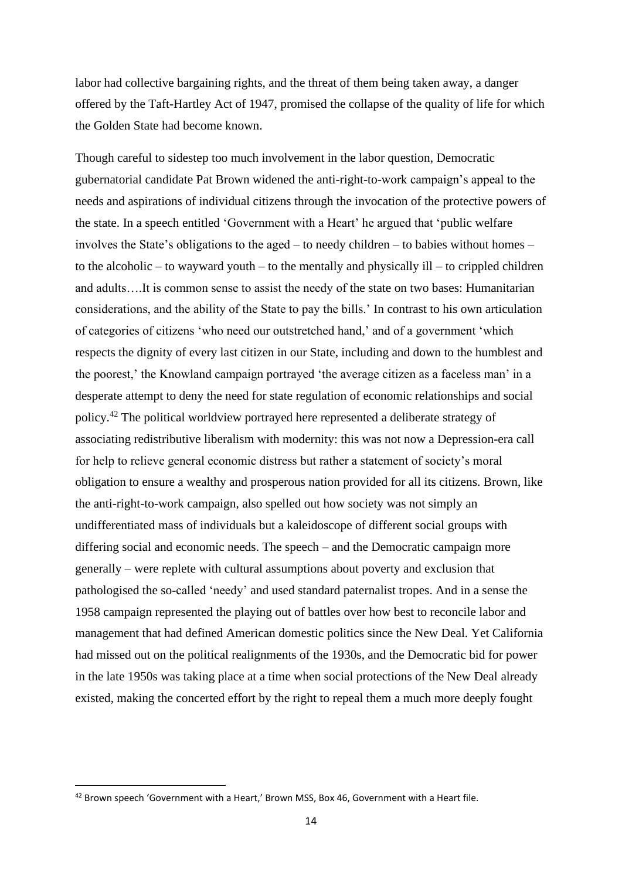labor had collective bargaining rights, and the threat of them being taken away, a danger offered by the Taft-Hartley Act of 1947, promised the collapse of the quality of life for which the Golden State had become known.

Though careful to sidestep too much involvement in the labor question, Democratic gubernatorial candidate Pat Brown widened the anti-right-to-work campaign's appeal to the needs and aspirations of individual citizens through the invocation of the protective powers of the state. In a speech entitled 'Government with a Heart' he argued that 'public welfare involves the State's obligations to the aged – to needy children – to babies without homes – to the alcoholic – to wayward youth – to the mentally and physically ill – to crippled children and adults….It is common sense to assist the needy of the state on two bases: Humanitarian considerations, and the ability of the State to pay the bills.' In contrast to his own articulation of categories of citizens 'who need our outstretched hand,' and of a government 'which respects the dignity of every last citizen in our State, including and down to the humblest and the poorest,' the Knowland campaign portrayed 'the average citizen as a faceless man' in a desperate attempt to deny the need for state regulation of economic relationships and social policy.[42] The political worldview portrayed here represented a deliberate strategy of associating redistributive liberalism with modernity: this was not now a Depression-era call for help to relieve general economic distress but rather a statement of society's moral obligation to ensure a wealthy and prosperous nation provided for all its citizens. Brown, like the anti-right-to-work campaign, also spelled out how society was not simply an undifferentiated mass of individuals but a kaleidoscope of different social groups with differing social and economic needs. The speech – and the Democratic campaign more generally – were replete with cultural assumptions about poverty and exclusion that pathologised the so-called 'needy' and used standard paternalist tropes. And in a sense the 1958 campaign represented the playing out of battles over how best to reconcile labor and management that had defined American domestic politics since the New Deal. Yet California had missed out on the political realignments of the 1930s, and the Democratic bid for power in the late 1950s was taking place at a time when social protections of the New Deal already existed, making the concerted effort by the right to repeal them a much more deeply fought

[42] Brown speech 'Government with a Heart,' Brown MSS, Box 46, Government with a Heart file.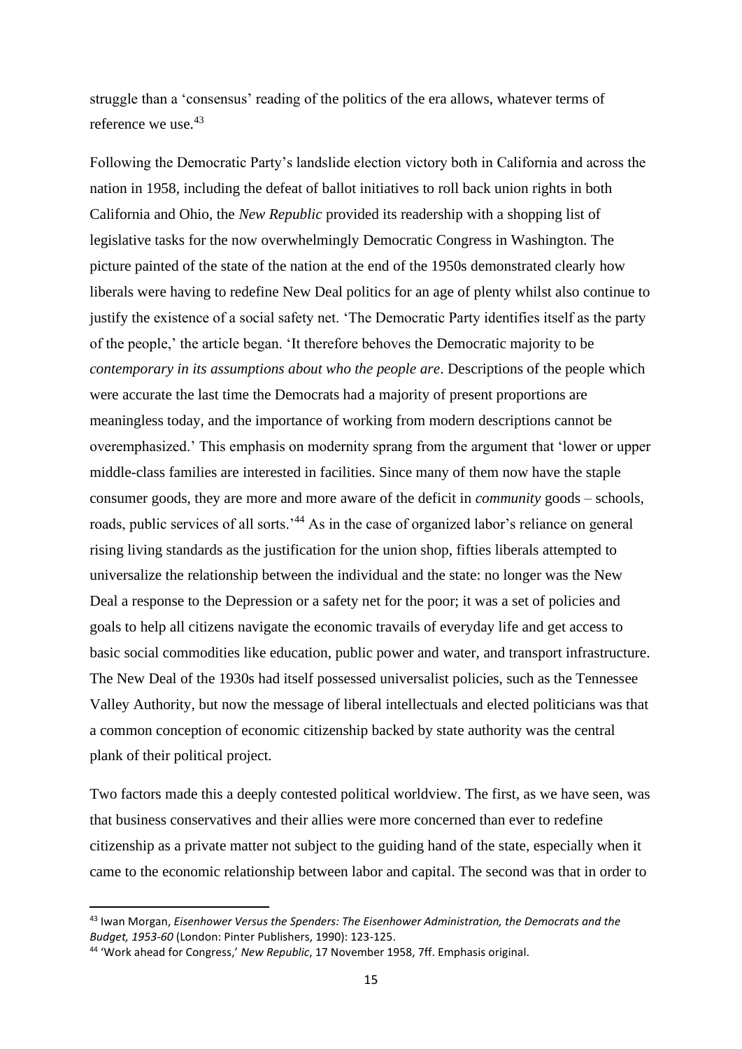struggle than a 'consensus' reading of the politics of the era allows, whatever terms of reference we use.[43]

Following the Democratic Party's landslide election victory both in California and across the nation in 1958, including the defeat of ballot initiatives to roll back union rights in both California and Ohio, the *New Republic* provided its readership with a shopping list of legislative tasks for the now overwhelmingly Democratic Congress in Washington. The picture painted of the state of the nation at the end of the 1950s demonstrated clearly how liberals were having to redefine New Deal politics for an age of plenty whilst also continue to justify the existence of a social safety net. 'The Democratic Party identifies itself as the party of the people,' the article began. 'It therefore behoves the Democratic majority to be *contemporary in its assumptions about who the people are*. Descriptions of the people which were accurate the last time the Democrats had a majority of present proportions are meaningless today, and the importance of working from modern descriptions cannot be overemphasized.' This emphasis on modernity sprang from the argument that 'lower or upper middle-class families are interested in facilities. Since many of them now have the staple consumer goods, they are more and more aware of the deficit in *community* goods – schools, roads, public services of all sorts.'[44] As in the case of organized labor's reliance on general rising living standards as the justification for the union shop, fifties liberals attempted to universalize the relationship between the individual and the state: no longer was the New Deal a response to the Depression or a safety net for the poor; it was a set of policies and goals to help all citizens navigate the economic travails of everyday life and get access to basic social commodities like education, public power and water, and transport infrastructure. The New Deal of the 1930s had itself possessed universalist policies, such as the Tennessee Valley Authority, but now the message of liberal intellectuals and elected politicians was that a common conception of economic citizenship backed by state authority was the central plank of their political project.

Two factors made this a deeply contested political worldview. The first, as we have seen, was that business conservatives and their allies were more concerned than ever to redefine citizenship as a private matter not subject to the guiding hand of the state, especially when it came to the economic relationship between labor and capital. The second was that in order to

---

[43] Iwan Morgan, *Eisenhower Versus the Spenders: The Eisenhower Administration, the Democrats and the Budget, 1953-60* (London: Pinter Publishers, 1990): 123-125.

[44] 'Work ahead for Congress,' *New Republic*, 17 November 1958, 7ff. Emphasis original.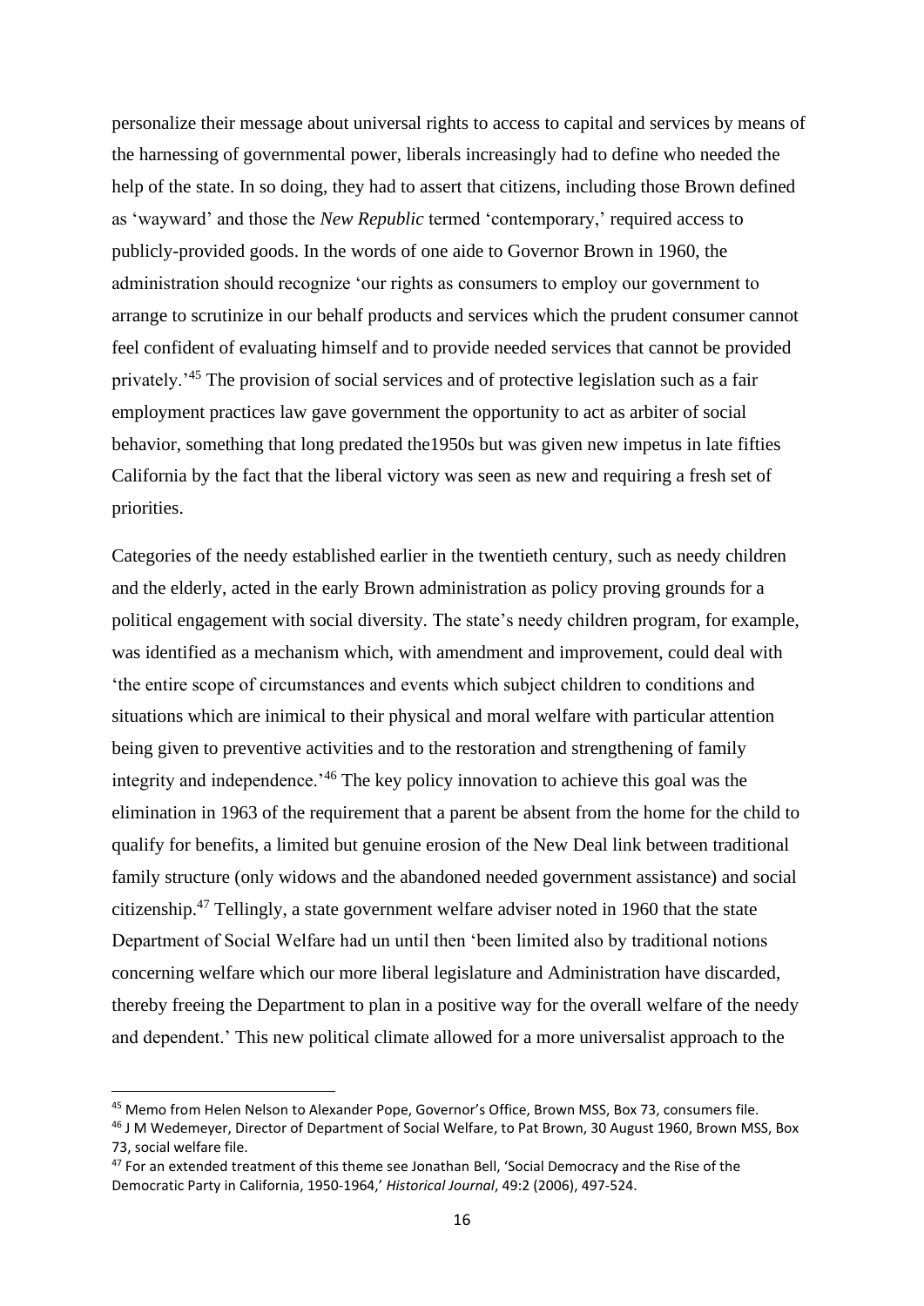personalize their message about universal rights to access to capital and services by means of the harnessing of governmental power, liberals increasingly had to define who needed the help of the state. In so doing, they had to assert that citizens, including those Brown defined as 'wayward' and those the *New Republic* termed 'contemporary,' required access to publicly-provided goods. In the words of one aide to Governor Brown in 1960, the administration should recognize 'our rights as consumers to employ our government to arrange to scrutinize in our behalf products and services which the prudent consumer cannot feel confident of evaluating himself and to provide needed services that cannot be provided privately.'[45] The provision of social services and of protective legislation such as a fair employment practices law gave government the opportunity to act as arbiter of social behavior, something that long predated the1950s but was given new impetus in late fifties California by the fact that the liberal victory was seen as new and requiring a fresh set of priorities.

Categories of the needy established earlier in the twentieth century, such as needy children and the elderly, acted in the early Brown administration as policy proving grounds for a political engagement with social diversity. The state's needy children program, for example, was identified as a mechanism which, with amendment and improvement, could deal with 'the entire scope of circumstances and events which subject children to conditions and situations which are inimical to their physical and moral welfare with particular attention being given to preventive activities and to the restoration and strengthening of family integrity and independence.'[46] The key policy innovation to achieve this goal was the elimination in 1963 of the requirement that a parent be absent from the home for the child to qualify for benefits, a limited but genuine erosion of the New Deal link between traditional family structure (only widows and the abandoned needed government assistance) and social citizenship.[47] Tellingly, a state government welfare adviser noted in 1960 that the state Department of Social Welfare had un until then 'been limited also by traditional notions concerning welfare which our more liberal legislature and Administration have discarded, thereby freeing the Department to plan in a positive way for the overall welfare of the needy and dependent.' This new political climate allowed for a more universalist approach to the

---

[45] Memo from Helen Nelson to Alexander Pope, Governor's Office, Brown MSS, Box 73, consumers file.

[46] J M Wedemeyer, Director of Department of Social Welfare, to Pat Brown, 30 August 1960, Brown MSS, Box 73, social welfare file.

[47] For an extended treatment of this theme see Jonathan Bell, 'Social Democracy and the Rise of the Democratic Party in California, 1950-1964,' *Historical Journal*, 49:2 (2006), 497-524.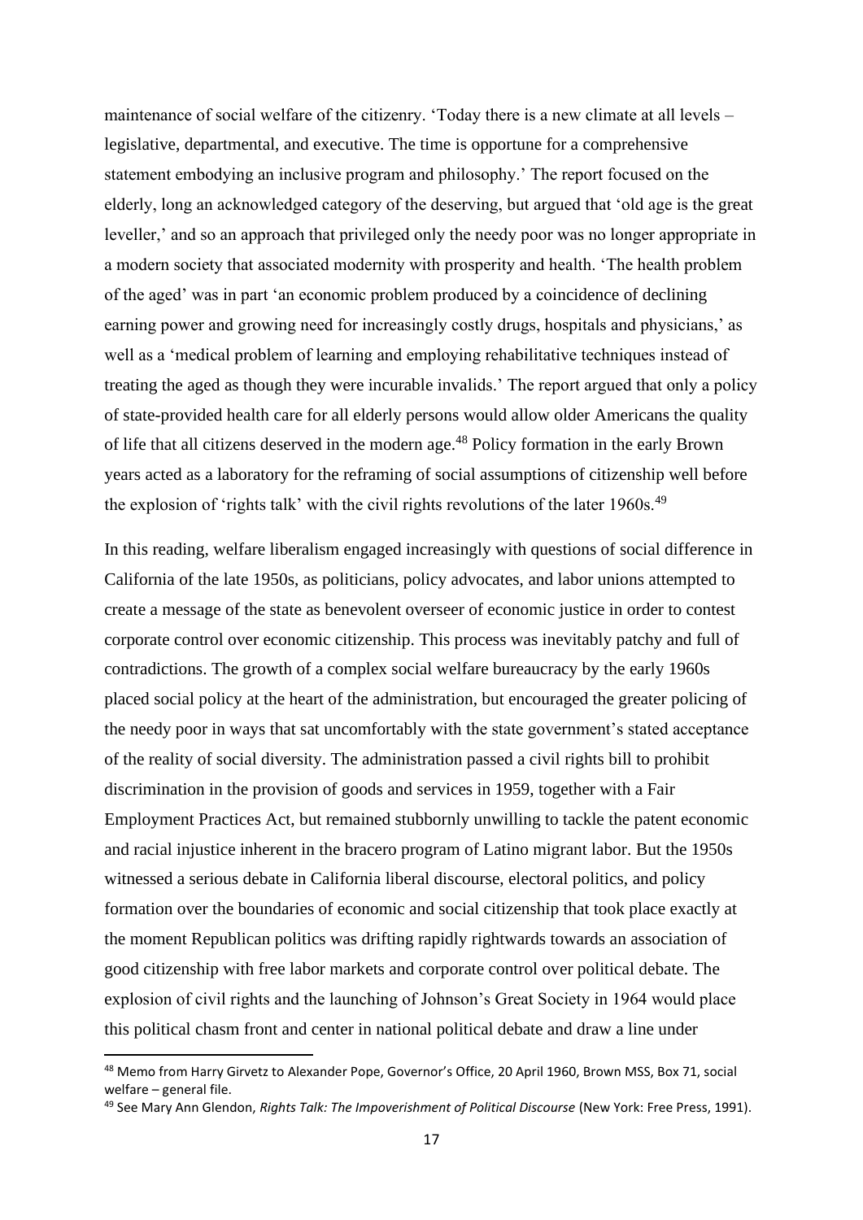maintenance of social welfare of the citizenry. 'Today there is a new climate at all levels – legislative, departmental, and executive. The time is opportune for a comprehensive statement embodying an inclusive program and philosophy.' The report focused on the elderly, long an acknowledged category of the deserving, but argued that 'old age is the great leveller,' and so an approach that privileged only the needy poor was no longer appropriate in a modern society that associated modernity with prosperity and health. 'The health problem of the aged' was in part 'an economic problem produced by a coincidence of declining earning power and growing need for increasingly costly drugs, hospitals and physicians,' as well as a 'medical problem of learning and employing rehabilitative techniques instead of treating the aged as though they were incurable invalids.' The report argued that only a policy of state-provided health care for all elderly persons would allow older Americans the quality of life that all citizens deserved in the modern age.[48] Policy formation in the early Brown years acted as a laboratory for the reframing of social assumptions of citizenship well before the explosion of 'rights talk' with the civil rights revolutions of the later 1960s.[49]

In this reading, welfare liberalism engaged increasingly with questions of social difference in California of the late 1950s, as politicians, policy advocates, and labor unions attempted to create a message of the state as benevolent overseer of economic justice in order to contest corporate control over economic citizenship. This process was inevitably patchy and full of contradictions. The growth of a complex social welfare bureaucracy by the early 1960s placed social policy at the heart of the administration, but encouraged the greater policing of the needy poor in ways that sat uncomfortably with the state government's stated acceptance of the reality of social diversity. The administration passed a civil rights bill to prohibit discrimination in the provision of goods and services in 1959, together with a Fair Employment Practices Act, but remained stubbornly unwilling to tackle the patent economic and racial injustice inherent in the bracero program of Latino migrant labor. But the 1950s witnessed a serious debate in California liberal discourse, electoral politics, and policy formation over the boundaries of economic and social citizenship that took place exactly at the moment Republican politics was drifting rapidly rightwards towards an association of good citizenship with free labor markets and corporate control over political debate. The explosion of civil rights and the launching of Johnson's Great Society in 1964 would place this political chasm front and center in national political debate and draw a line under

---

[48] Memo from Harry Girvetz to Alexander Pope, Governor's Office, 20 April 1960, Brown MSS, Box 71, social welfare – general file.

[49] See Mary Ann Glendon, *Rights Talk: The Impoverishment of Political Discourse* (New York: Free Press, 1991).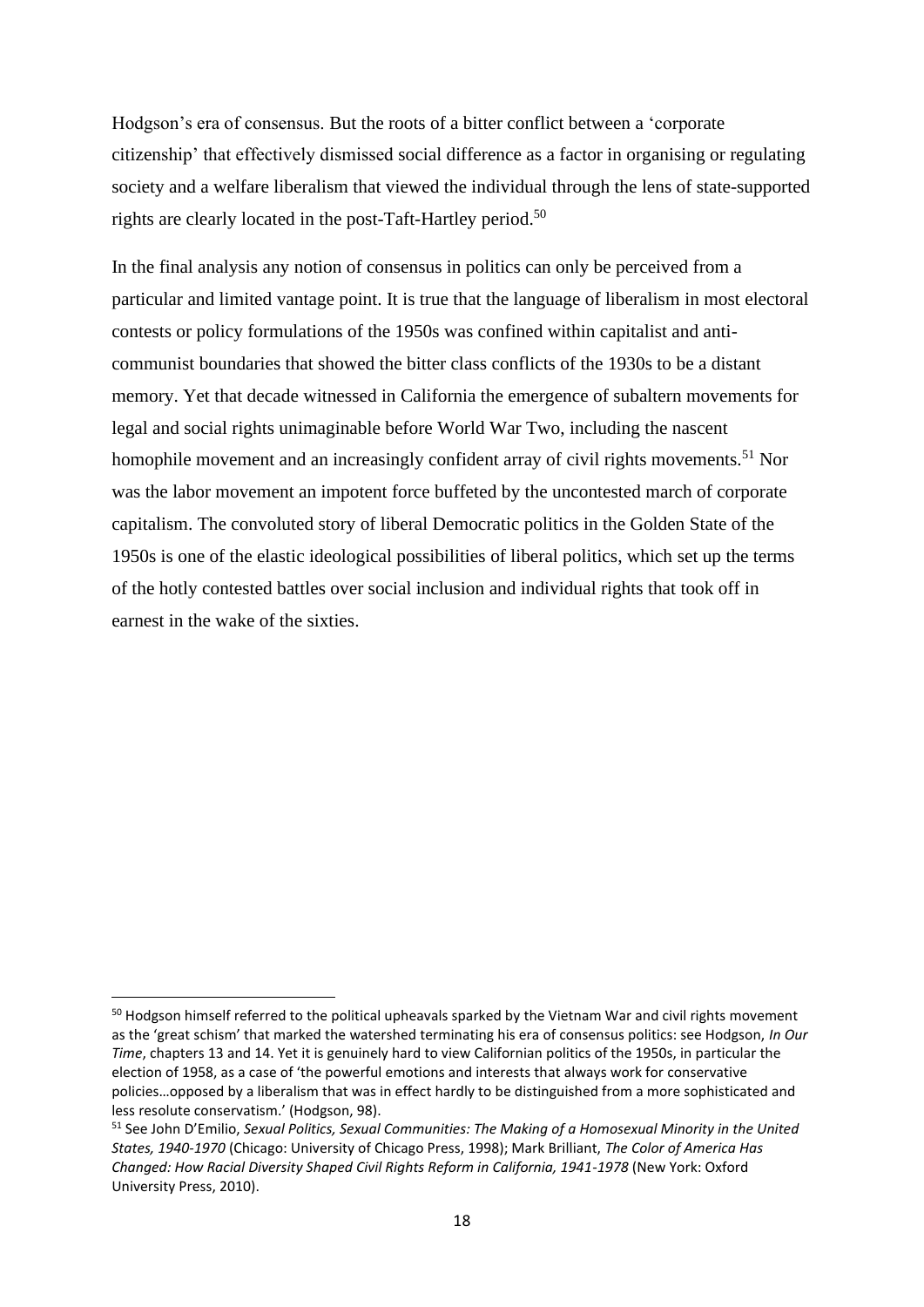Hodgson's era of consensus. But the roots of a bitter conflict between a 'corporate citizenship' that effectively dismissed social difference as a factor in organising or regulating society and a welfare liberalism that viewed the individual through the lens of state-supported rights are clearly located in the post-Taft-Hartley period.[50]

In the final analysis any notion of consensus in politics can only be perceived from a particular and limited vantage point. It is true that the language of liberalism in most electoral contests or policy formulations of the 1950s was confined within capitalist and anti-communist boundaries that showed the bitter class conflicts of the 1930s to be a distant memory. Yet that decade witnessed in California the emergence of subaltern movements for legal and social rights unimaginable before World War Two, including the nascent homophile movement and an increasingly confident array of civil rights movements.[51] Nor was the labor movement an impotent force buffeted by the uncontested march of corporate capitalism. The convoluted story of liberal Democratic politics in the Golden State of the 1950s is one of the elastic ideological possibilities of liberal politics, which set up the terms of the hotly contested battles over social inclusion and individual rights that took off in earnest in the wake of the sixties.

---

[50] Hodgson himself referred to the political upheavals sparked by the Vietnam War and civil rights movement as the 'great schism' that marked the watershed terminating his era of consensus politics: see Hodgson, *In Our Time*, chapters 13 and 14. Yet it is genuinely hard to view Californian politics of the 1950s, in particular the election of 1958, as a case of 'the powerful emotions and interests that always work for conservative policies…opposed by a liberalism that was in effect hardly to be distinguished from a more sophisticated and less resolute conservatism.' (Hodgson, 98).

[51] See John D'Emilio, *Sexual Politics, Sexual Communities: The Making of a Homosexual Minority in the United States, 1940-1970* (Chicago: University of Chicago Press, 1998); Mark Brilliant, *The Color of America Has Changed: How Racial Diversity Shaped Civil Rights Reform in California, 1941-1978* (New York: Oxford University Press, 2010).